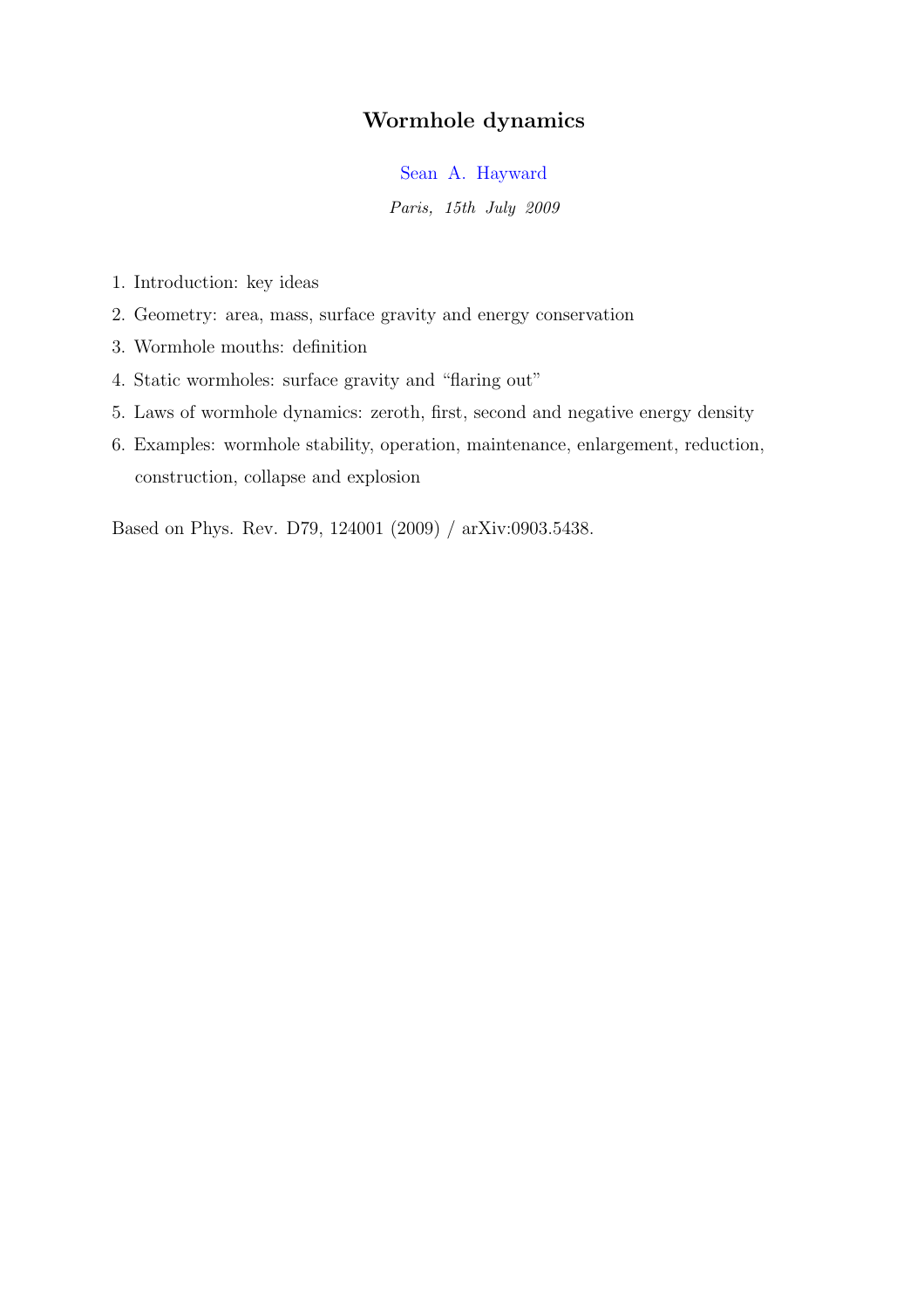# Wormhole dynamics

Sean A. Hayward

*Paris, 15th July 2009*

1. Introduction: key ideas
2. Geometry: area, mass, surface gravity and energy conservation
3. Wormhole mouths: definition
4. Static wormholes: surface gravity and "flaring out"
5. Laws of wormhole dynamics: zeroth, first, second and negative energy density
6. Examples: wormhole stability, operation, maintenance, enlargement, reduction, construction, collapse and explosion

Based on Phys. Rev. D79, 124001 (2009) / arXiv:0903.5438.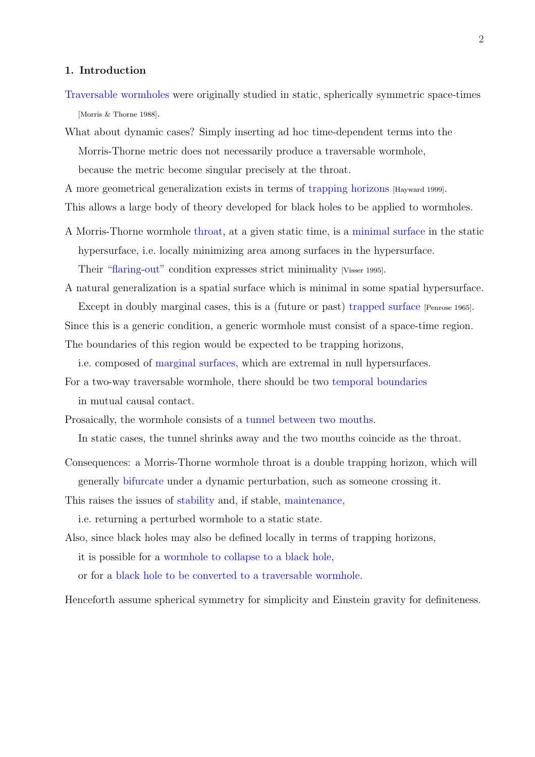## 1. Introduction

Traversable wormholes were originally studied in static, spherically symmetric space-times [Morris & Thorne 1988].

What about dynamic cases? Simply inserting ad hoc time-dependent terms into the Morris-Thorne metric does not necessarily produce a traversable wormhole, because the metric become singular precisely at the throat.

A more geometrical generalization exists in terms of trapping horizons [Hayward 1999].

This allows a large body of theory developed for black holes to be applied to wormholes.

A Morris-Thorne wormhole throat, at a given static time, is a minimal surface in the static hypersurface, i.e. locally minimizing area among surfaces in the hypersurface. Their "flaring-out" condition expresses strict minimality [Visser 1995].

A natural generalization is a spatial surface which is minimal in some spatial hypersurface. Except in doubly marginal cases, this is a (future or past) trapped surface [Penrose 1965].

Since this is a generic condition, a generic wormhole must consist of a space-time region.

The boundaries of this region would be expected to be trapping horizons, i.e. composed of marginal surfaces, which are extremal in null hypersurfaces.

For a two-way traversable wormhole, there should be two temporal boundaries in mutual causal contact.

Prosaically, the wormhole consists of a tunnel between two mouths. In static cases, the tunnel shrinks away and the two mouths coincide as the throat.

Consequences: a Morris-Thorne wormhole throat is a double trapping horizon, which will generally bifurcate under a dynamic perturbation, such as someone crossing it.

This raises the issues of stability and, if stable, maintenance, i.e. returning a perturbed wormhole to a static state.

Also, since black holes may also be defined locally in terms of trapping horizons, it is possible for a wormhole to collapse to a black hole, or for a black hole to be converted to a traversable wormhole.

Henceforth assume spherical symmetry for simplicity and Einstein gravity for definiteness.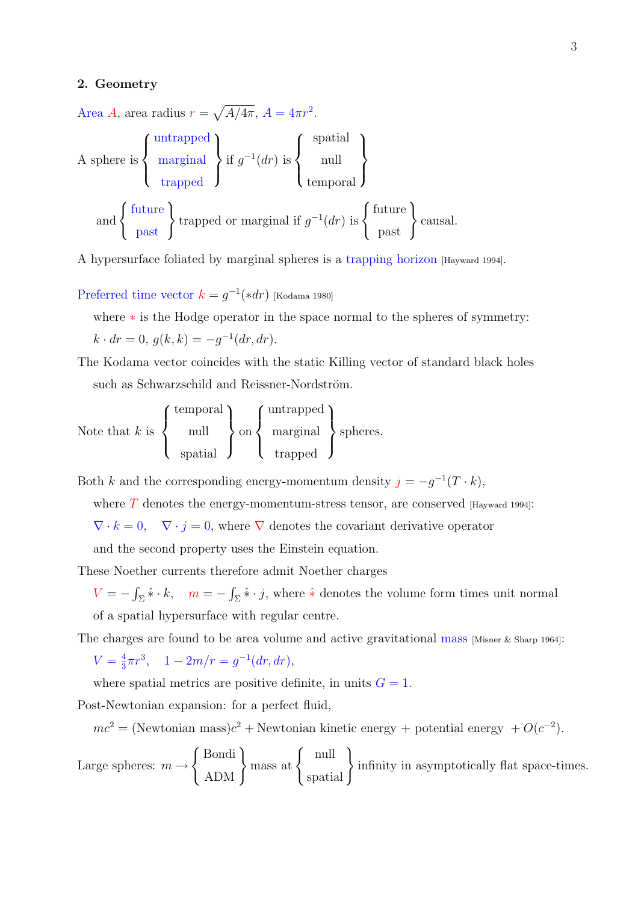## 2. Geometry

Area $A$, area radius $r = \sqrt{A/4\pi}$, $A = 4\pi r^2$.

A sphere is $\left\{\begin{array}{c}\text{untrapped}\\ \text{marginal}\\ \text{trapped}\end{array}\right\}$ if $g^{-1}(dr)$ is $\left\{\begin{array}{c}\text{spatial}\\ \text{null}\\ \text{temporal}\end{array}\right\}$

and $\left\{\begin{array}{c}\text{future}\\ \text{past}\end{array}\right\}$ trapped or marginal if $g^{-1}(dr)$ is $\left\{\begin{array}{c}\text{future}\\ \text{past}\end{array}\right\}$ causal.

A hypersurface foliated by marginal spheres is a trapping horizon [Hayward 1994].

Preferred time vector $k = g^{-1}(*dr)$ [Kodama 1980]

where $*$ is the Hodge operator in the space normal to the spheres of symmetry: $k \cdot dr = 0$, $g(k,k) = -g^{-1}(dr,dr)$.

The Kodama vector coincides with the static Killing vector of standard black holes such as Schwarzschild and Reissner-Nordström.

Note that $k$ is $\left\{\begin{array}{c}\text{temporal}\\ \text{null}\\ \text{spatial}\end{array}\right\}$ on $\left\{\begin{array}{c}\text{untrapped}\\ \text{marginal}\\ \text{trapped}\end{array}\right\}$ spheres.

Both $k$ and the corresponding energy-momentum density $j = -g^{-1}(T \cdot k)$,

where $T$ denotes the energy-momentum-stress tensor, are conserved [Hayward 1994]:

$\nabla \cdot k = 0$, $\quad \nabla \cdot j = 0$, where $\nabla$ denotes the covariant derivative operator

and the second property uses the Einstein equation.

These Noether currents therefore admit Noether charges

$V = -\int_\Sigma \hat{*} \cdot k$, $\quad m = -\int_\Sigma \hat{*} \cdot j$, where $\hat{*}$ denotes the volume form times unit normal of a spatial hypersurface with regular centre.

The charges are found to be area volume and active gravitational mass [Misner & Sharp 1964]:

$V = \frac{4}{3}\pi r^3$, $\quad 1 - 2m/r = g^{-1}(dr,dr)$,

where spatial metrics are positive definite, in units $G = 1$.

Post-Newtonian expansion: for a perfect fluid,

$mc^2 = (\text{Newtonian mass})c^2 + \text{Newtonian kinetic energy} + \text{potential energy} \; + O(c^{-2})$.

Large spheres: $m \to \left\{\begin{array}{c}\text{Bondi}\\ \text{ADM}\end{array}\right\}$ mass at $\left\{\begin{array}{c}\text{null}\\ \text{spatial}\end{array}\right\}$ infinity in asymptotically flat space-times.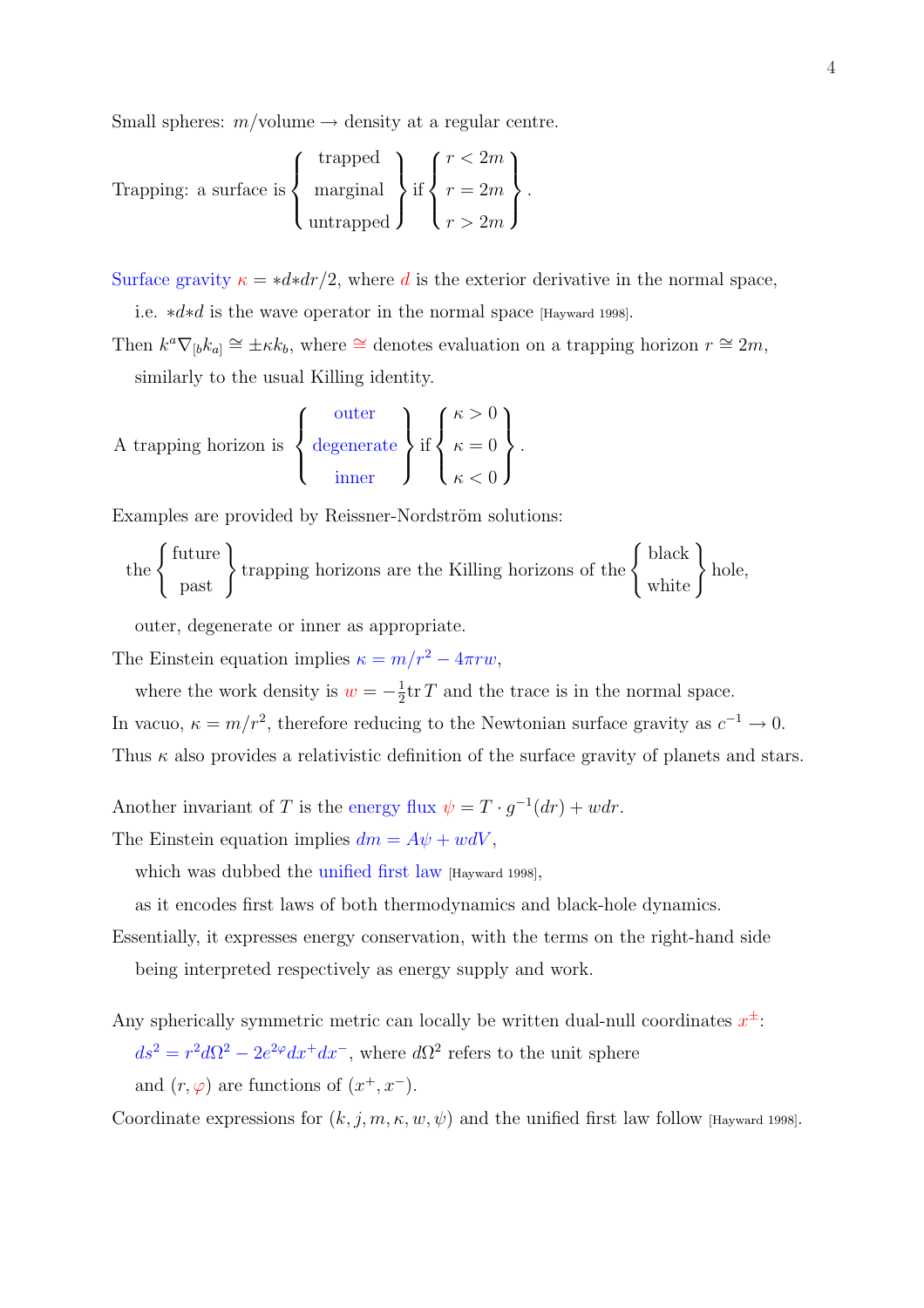Small spheres: $m$/volume $\to$ density at a regular centre.

$$\text{Trapping: a surface is } \left\{ \begin{array}{c} \text{trapped} \\ \text{marginal} \\ \text{untrapped} \end{array} \right\} \text{ if } \left\{ \begin{array}{c} r < 2m \\ r = 2m \\ r > 2m \end{array} \right\}.$$

Surface gravity $\kappa = {*d{*dr}}/2$, where $d$ is the exterior derivative in the normal space,

i.e. $*d*d$ is the wave operator in the normal space [Hayward 1998].

Then $k^a \nabla_{[b} k_{a]} \cong \pm \kappa k_b$, where $\cong$ denotes evaluation on a trapping horizon $r \cong 2m$,

similarly to the usual Killing identity.

$$\text{A trapping horizon is } \left\{ \begin{array}{c} \text{outer} \\ \text{degenerate} \\ \text{inner} \end{array} \right\} \text{ if } \left\{ \begin{array}{c} \kappa > 0 \\ \kappa = 0 \\ \kappa < 0 \end{array} \right\}.$$

Examples are provided by Reissner-Nordström solutions:

$$\text{the } \left\{ \begin{array}{c} \text{future} \\ \text{past} \end{array} \right\} \text{ trapping horizons are the Killing horizons of the } \left\{ \begin{array}{c} \text{black} \\ \text{white} \end{array} \right\} \text{ hole,}$$

outer, degenerate or inner as appropriate.

The Einstein equation implies $\kappa = m/r^2 - 4\pi r w$,

where the work density is $w = -\frac{1}{2}\mathrm{tr}\, T$ and the trace is in the normal space.

In vacuo, $\kappa = m/r^2$, therefore reducing to the Newtonian surface gravity as $c^{-1} \to 0$.

Thus $\kappa$ also provides a relativistic definition of the surface gravity of planets and stars.

Another invariant of $T$ is the energy flux $\psi = T \cdot g^{-1}(dr) + w dr$.

The Einstein equation implies $dm = A\psi + w dV$,

which was dubbed the unified first law [Hayward 1998],

as it encodes first laws of both thermodynamics and black-hole dynamics.

Essentially, it expresses energy conservation, with the terms on the right-hand side

being interpreted respectively as energy supply and work.

Any spherically symmetric metric can locally be written dual-null coordinates $x^\pm$:

$ds^2 = r^2 d\Omega^2 - 2e^{2\varphi} dx^+ dx^-$, where $d\Omega^2$ refers to the unit sphere

and $(r, \varphi)$ are functions of $(x^+, x^-)$.

Coordinate expressions for $(k, j, m, \kappa, w, \psi)$ and the unified first law follow [Hayward 1998].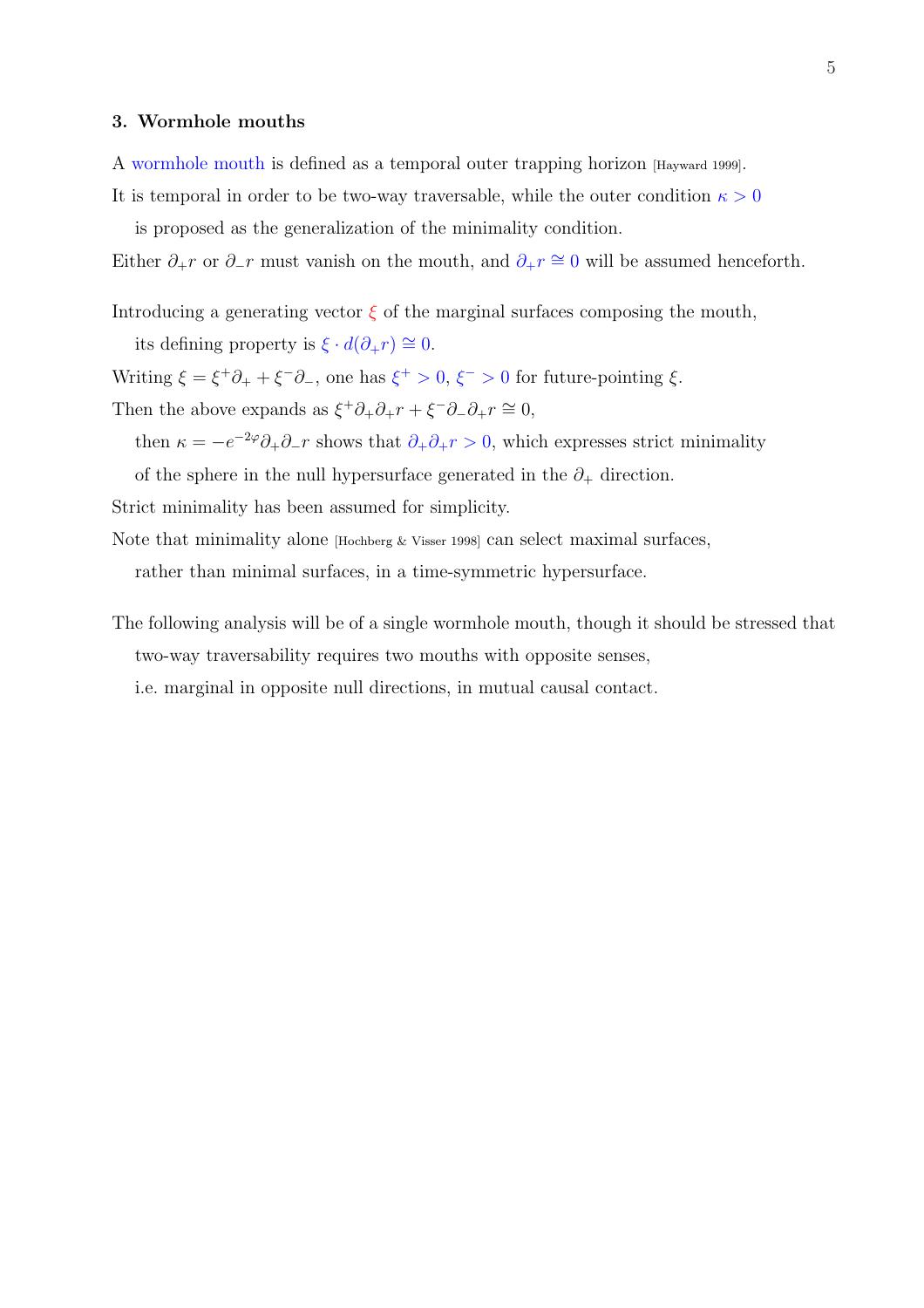### 3. Wormhole mouths

A wormhole mouth is defined as a temporal outer trapping horizon [Hayward 1999].

It is temporal in order to be two-way traversable, while the outer condition $\kappa > 0$ is proposed as the generalization of the minimality condition.

Either $\partial_+ r$ or $\partial_- r$ must vanish on the mouth, and $\partial_+ r \cong 0$ will be assumed henceforth.

Introducing a generating vector $\xi$ of the marginal surfaces composing the mouth, its defining property is $\xi \cdot d(\partial_+ r) \cong 0$.

Writing $\xi = \xi^+ \partial_+ + \xi^- \partial_-$, one has $\xi^+ > 0$, $\xi^- > 0$ for future-pointing $\xi$.

Then the above expands as $\xi^+ \partial_+ \partial_+ r + \xi^- \partial_- \partial_+ r \cong 0$, then $\kappa = -e^{-2\varphi} \partial_+ \partial_- r$ shows that $\partial_+ \partial_+ r > 0$, which expresses strict minimality of the sphere in the null hypersurface generated in the $\partial_+$ direction.

Strict minimality has been assumed for simplicity.

Note that minimality alone [Hochberg & Visser 1998] can select maximal surfaces, rather than minimal surfaces, in a time-symmetric hypersurface.

The following analysis will be of a single wormhole mouth, though it should be stressed that two-way traversability requires two mouths with opposite senses, i.e. marginal in opposite null directions, in mutual causal contact.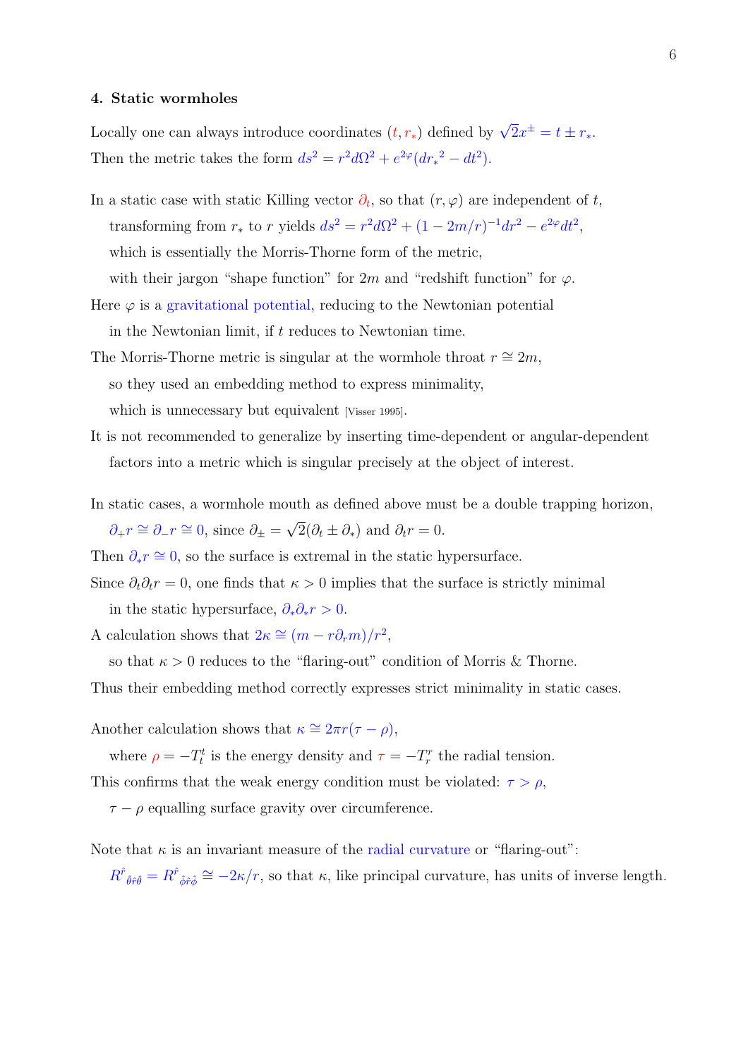### 4. Static wormholes

Locally one can always introduce coordinates $(t, r_*)$ defined by $\sqrt{2}x^\pm = t \pm r_*$.
Then the metric takes the form $ds^2 = r^2 d\Omega^2 + e^{2\varphi}(dr_*{}^2 - dt^2)$.

In a static case with static Killing vector $\partial_t$, so that $(r, \varphi)$ are independent of $t$,
transforming from $r_*$ to $r$ yields $ds^2 = r^2 d\Omega^2 + (1 - 2m/r)^{-1} dr^2 - e^{2\varphi} dt^2$,
which is essentially the Morris-Thorne form of the metric,
with their jargon "shape function" for $2m$ and "redshift function" for $\varphi$.

Here $\varphi$ is a gravitational potential, reducing to the Newtonian potential
in the Newtonian limit, if $t$ reduces to Newtonian time.

The Morris-Thorne metric is singular at the wormhole throat $r \cong 2m$,
so they used an embedding method to express minimality,
which is unnecessary but equivalent [Visser 1995].

It is not recommended to generalize by inserting time-dependent or angular-dependent
factors into a metric which is singular precisely at the object of interest.

In static cases, a wormhole mouth as defined above must be a double trapping horizon,
$\partial_+ r \cong \partial_- r \cong 0$, since $\partial_\pm = \sqrt{2}(\partial_t \pm \partial_*)$ and $\partial_t r = 0$.

Then $\partial_* r \cong 0$, so the surface is extremal in the static hypersurface.

Since $\partial_t \partial_t r = 0$, one finds that $\kappa > 0$ implies that the surface is strictly minimal
in the static hypersurface, $\partial_* \partial_* r > 0$.

A calculation shows that $2\kappa \cong (m - r\partial_r m)/r^2$,
so that $\kappa > 0$ reduces to the "flaring-out" condition of Morris & Thorne.

Thus their embedding method correctly expresses strict minimality in static cases.

Another calculation shows that $\kappa \cong 2\pi r(\tau - \rho)$,
where $\rho = -T^t_t$ is the energy density and $\tau = -T^r_r$ the radial tension.

This confirms that the weak energy condition must be violated: $\tau > \rho$,
$\tau - \rho$ equalling surface gravity over circumference.

Note that $\kappa$ is an invariant measure of the radial curvature or "flaring-out":
$R^{\hat{r}}{}_{\hat{\theta}\hat{r}\hat{\theta}} = R^{\hat{r}}{}_{\hat{\phi}\hat{r}\hat{\phi}} \cong -2\kappa/r$, so that $\kappa$, like principal curvature, has units of inverse length.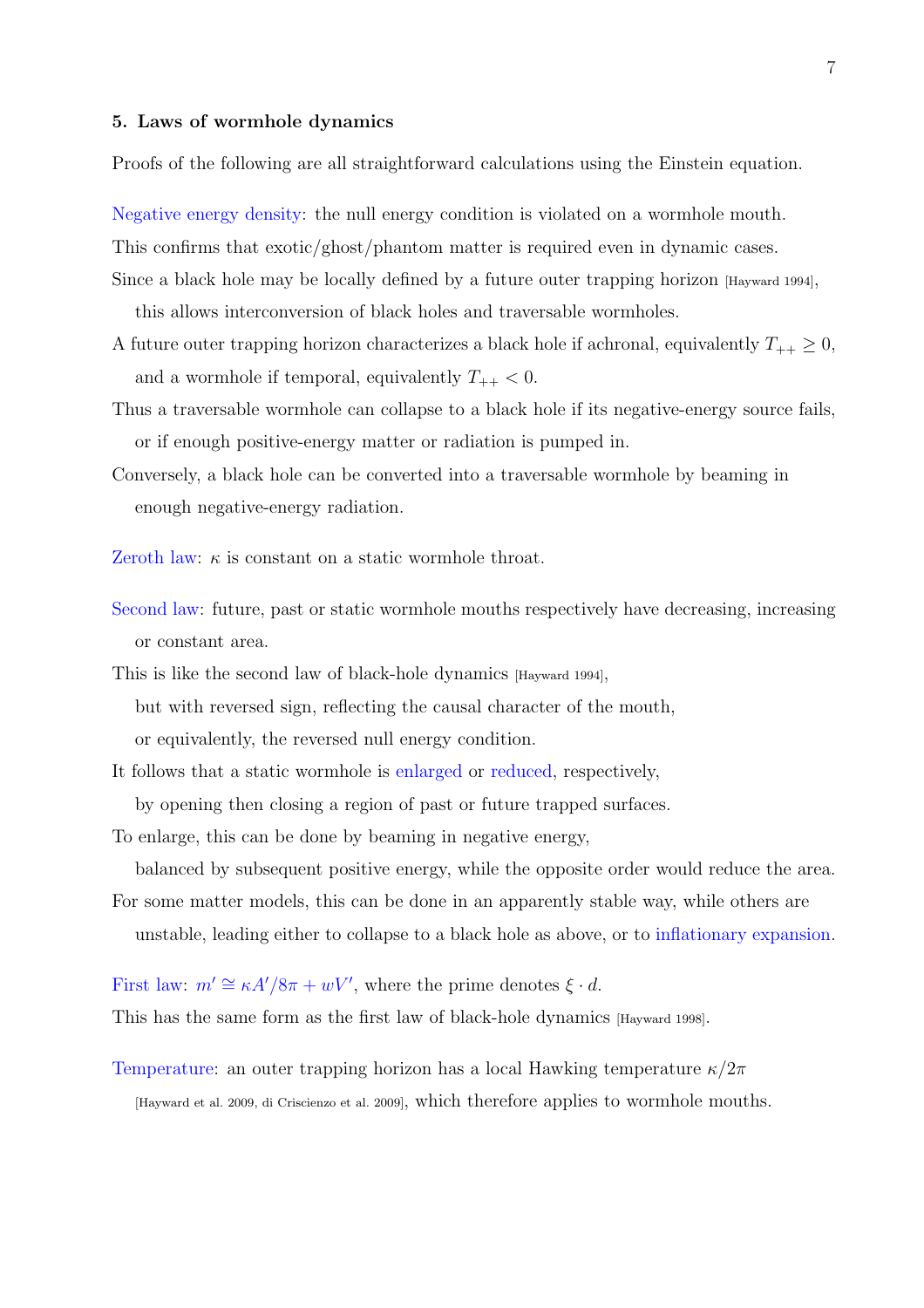### 5. Laws of wormhole dynamics

Proofs of the following are all straightforward calculations using the Einstein equation.

Negative energy density: the null energy condition is violated on a wormhole mouth.

This confirms that exotic/ghost/phantom matter is required even in dynamic cases.

Since a black hole may be locally defined by a future outer trapping horizon [Hayward 1994], this allows interconversion of black holes and traversable wormholes.

A future outer trapping horizon characterizes a black hole if achronal, equivalently $T_{++} \geq 0$, and a wormhole if temporal, equivalently $T_{++} < 0$.

Thus a traversable wormhole can collapse to a black hole if its negative-energy source fails, or if enough positive-energy matter or radiation is pumped in.

Conversely, a black hole can be converted into a traversable wormhole by beaming in enough negative-energy radiation.

Zeroth law: $\kappa$ is constant on a static wormhole throat.

Second law: future, past or static wormhole mouths respectively have decreasing, increasing or constant area.

This is like the second law of black-hole dynamics [Hayward 1994], but with reversed sign, reflecting the causal character of the mouth, or equivalently, the reversed null energy condition.

It follows that a static wormhole is enlarged or reduced, respectively, by opening then closing a region of past or future trapped surfaces.

To enlarge, this can be done by beaming in negative energy, balanced by subsequent positive energy, while the opposite order would reduce the area.

For some matter models, this can be done in an apparently stable way, while others are unstable, leading either to collapse to a black hole as above, or to inflationary expansion.

First law: $m' \cong \kappa A'/8\pi + wV'$, where the prime denotes $\xi \cdot d$.

This has the same form as the first law of black-hole dynamics [Hayward 1998].

Temperature: an outer trapping horizon has a local Hawking temperature $\kappa/2\pi$ [Hayward et al. 2009, di Criscienzo et al. 2009], which therefore applies to wormhole mouths.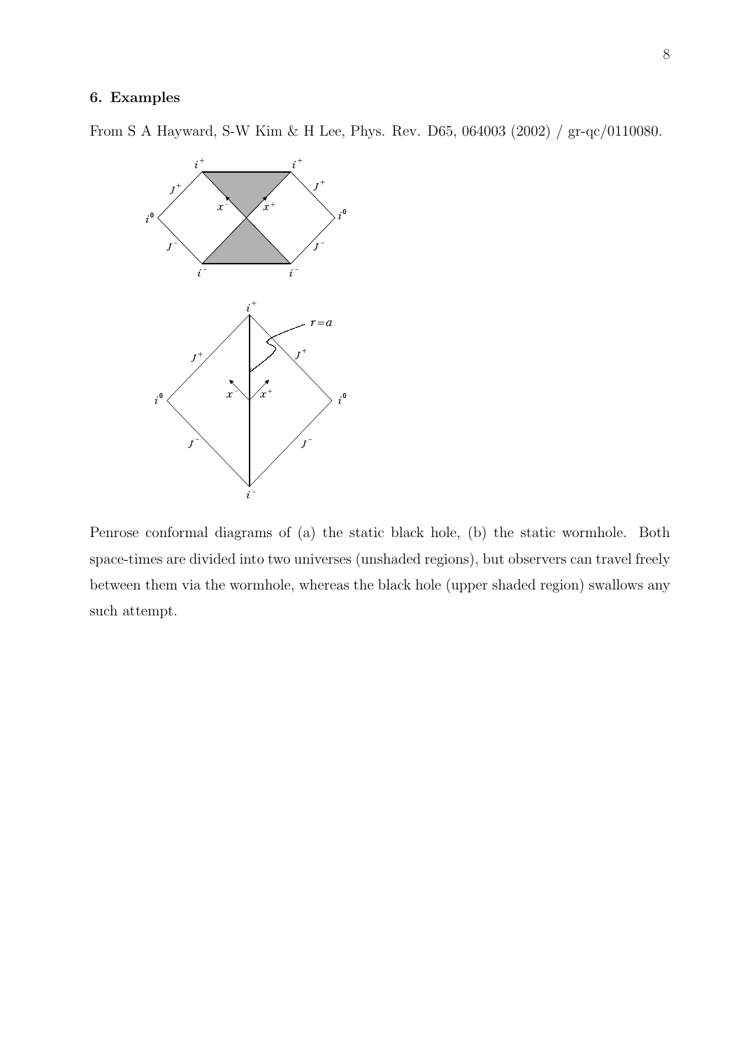## 6. Examples

From S A Hayward, S-W Kim & H Lee, Phys. Rev. D65, 064003 (2002) / gr-qc/0110080.

Penrose conformal diagrams of (a) the static black hole, (b) the static wormhole. Both space-times are divided into two universes (unshaded regions), but observers can travel freely between them via the wormhole, whereas the black hole (upper shaded region) swallows any such attempt.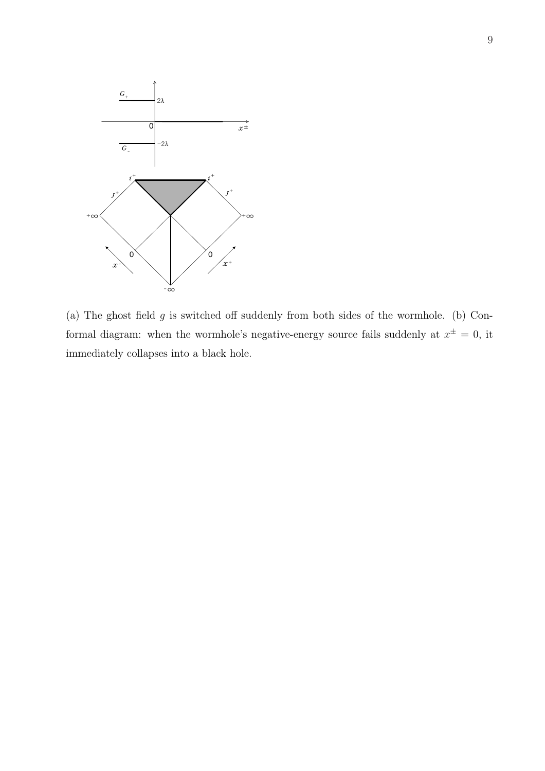(a) The ghost field $g$ is switched off suddenly from both sides of the wormhole. (b) Conformal diagram: when the wormhole's negative-energy source fails suddenly at $x^{\pm} = 0$, it immediately collapses into a black hole.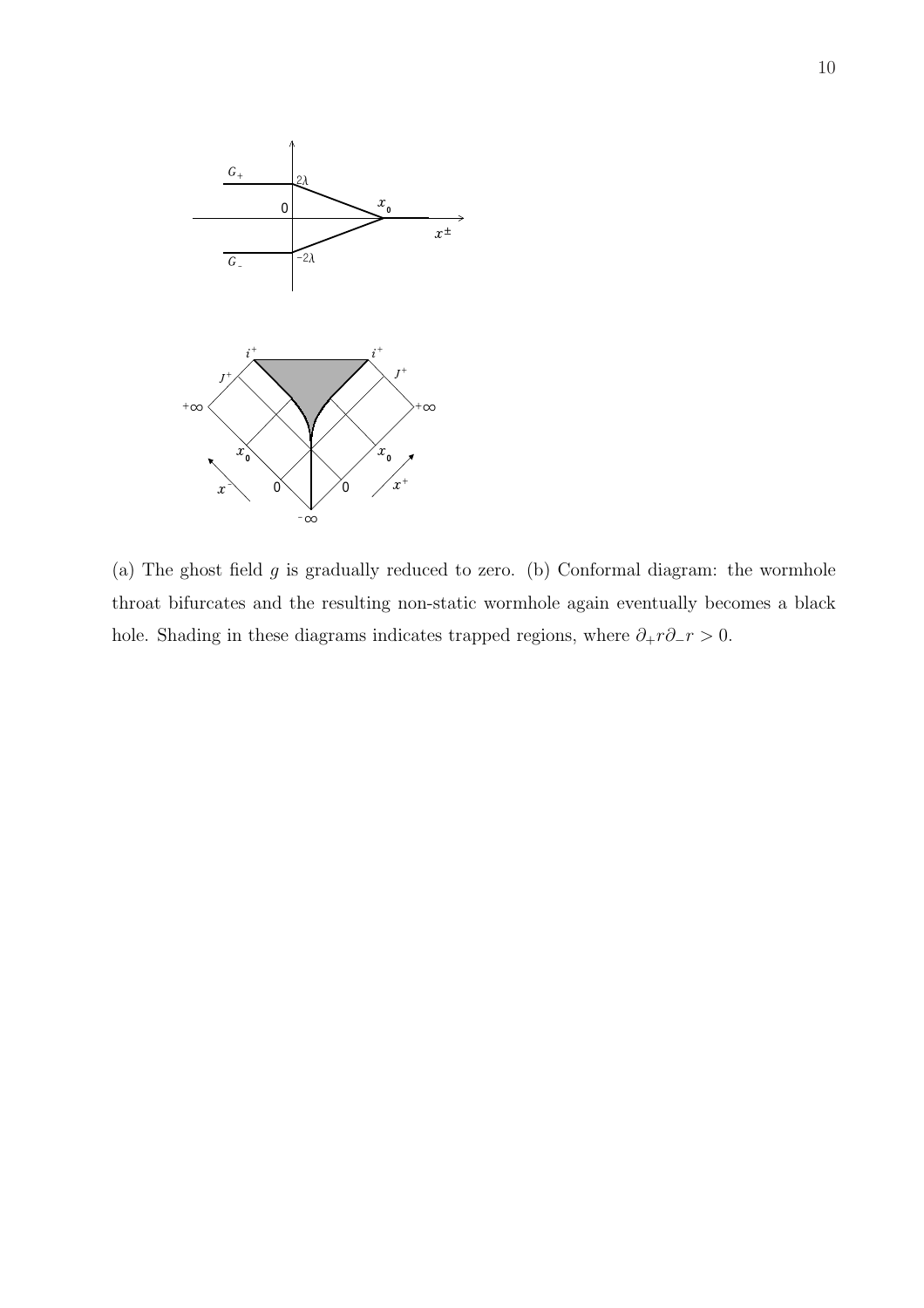(a) The ghost field $g$ is gradually reduced to zero. (b) Conformal diagram: the wormhole throat bifurcates and the resulting non-static wormhole again eventually becomes a black hole. Shading in these diagrams indicates trapped regions, where $\partial_+ r \partial_- r > 0$.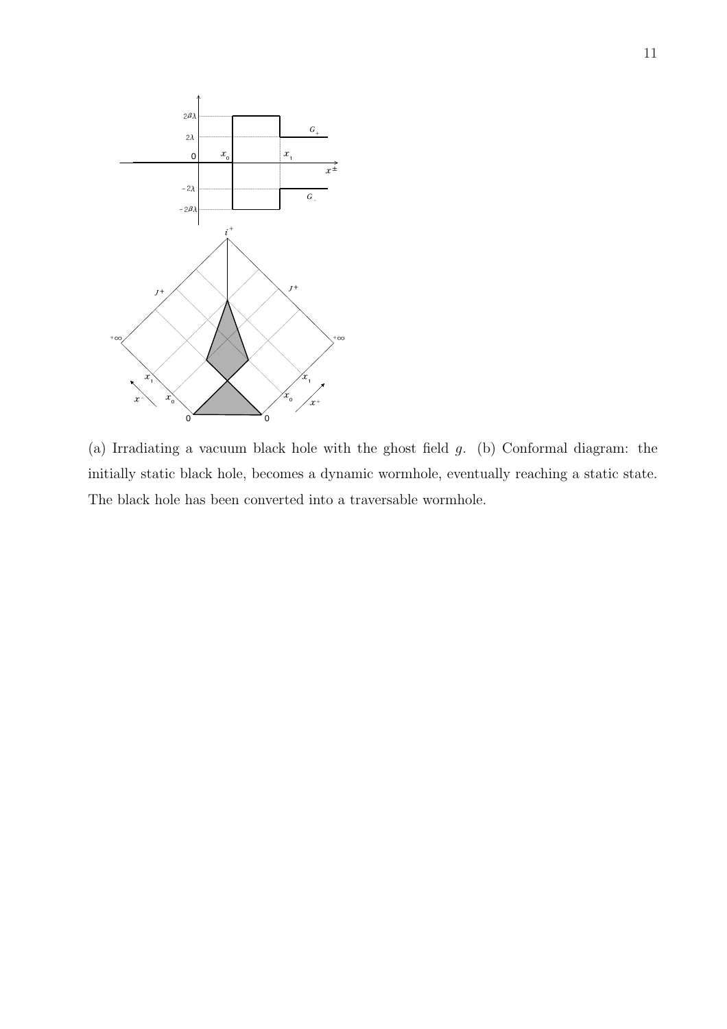(a) Irradiating a vacuum black hole with the ghost field $g$. (b) Conformal diagram: the initially static black hole, becomes a dynamic wormhole, eventually reaching a static state. The black hole has been converted into a traversable wormhole.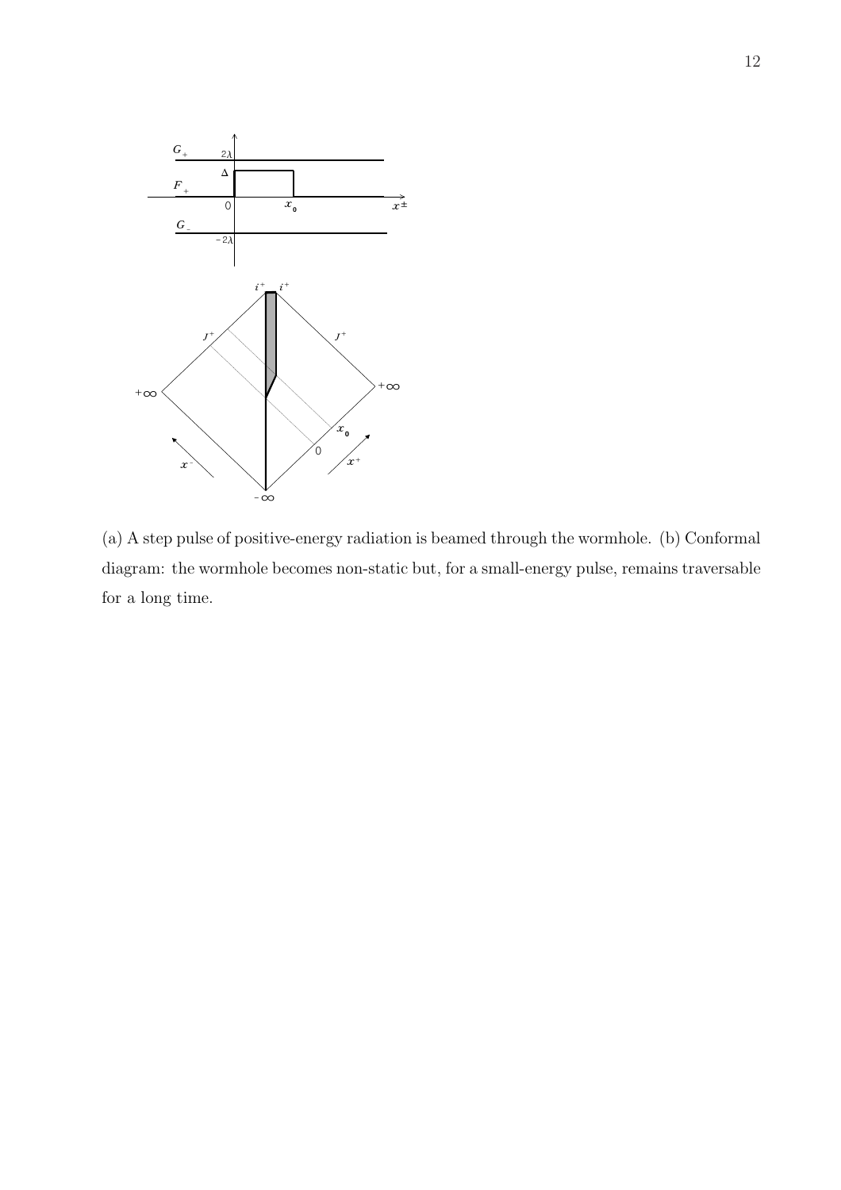(a) A step pulse of positive-energy radiation is beamed through the wormhole. (b) Conformal diagram: the wormhole becomes non-static but, for a small-energy pulse, remains traversable for a long time.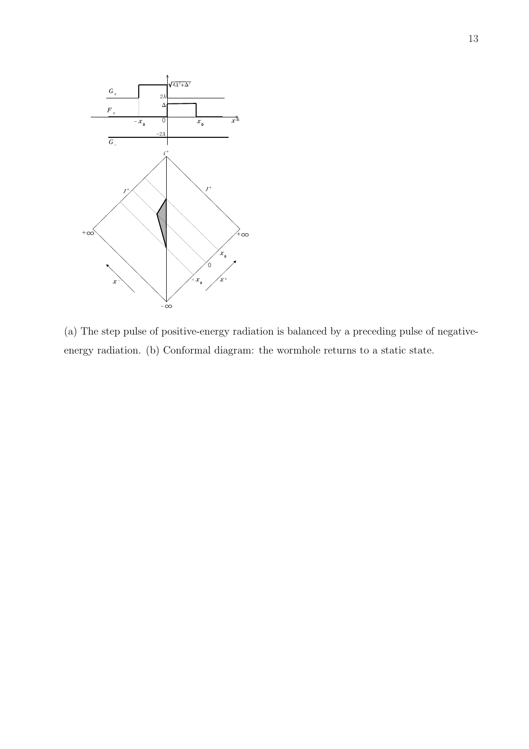(a) The step pulse of positive-energy radiation is balanced by a preceding pulse of negative-energy radiation. (b) Conformal diagram: the wormhole returns to a static state.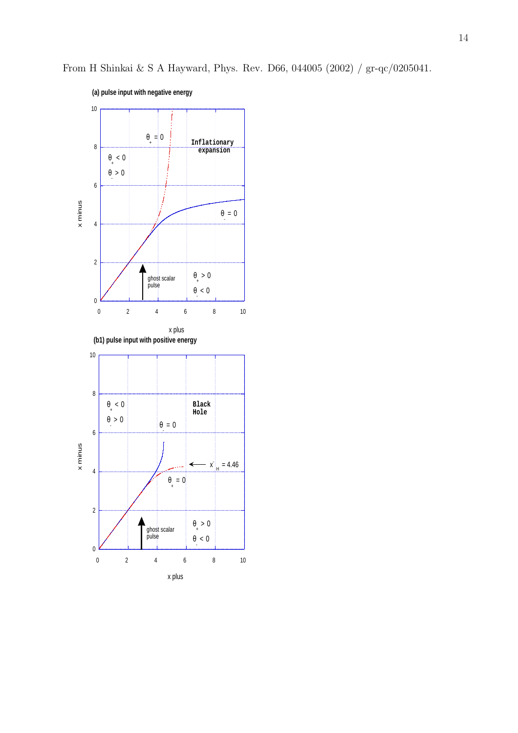From H Shinkai & S A Hayward, Phys. Rev. D66, 044005 (2002) / gr-qc/0205041.

(a) pulse input with negative energy

$\theta_+ = 0$

$\theta_+ < 0$

$\theta_- > 0$

Inflationary expansion

$\theta_- = 0$

ghost scalar pulse

$\theta_+ > 0$

$\theta_- < 0$

x minus

x plus

(b1) pulse input with positive energy

$\theta_+ < 0$

$\theta_- > 0$

Black Hole

$\theta_- = 0$

$x^-_H = 4.46$

$\theta_+ = 0$

ghost scalar pulse

$\theta_+ > 0$

$\theta_- < 0$

x minus

x plus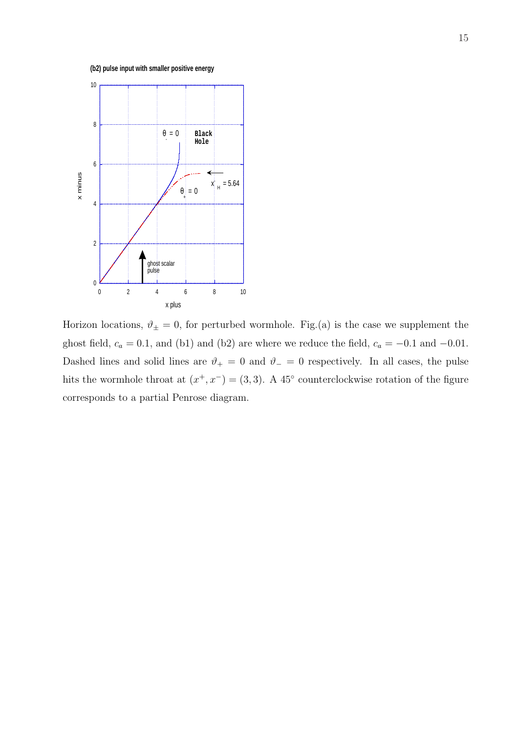Horizon locations, $\vartheta_{\pm} = 0$, for perturbed wormhole. Fig.(a) is the case we supplement the ghost field, $c_a = 0.1$, and (b1) and (b2) are where we reduce the field, $c_a = -0.1$ and $-0.01$. Dashed lines and solid lines are $\vartheta_{+} = 0$ and $\vartheta_{-} = 0$ respectively. In all cases, the pulse hits the wormhole throat at $(x^{+}, x^{-}) = (3, 3)$. A $45^{\circ}$ counterclockwise rotation of the figure corresponds to a partial Penrose diagram.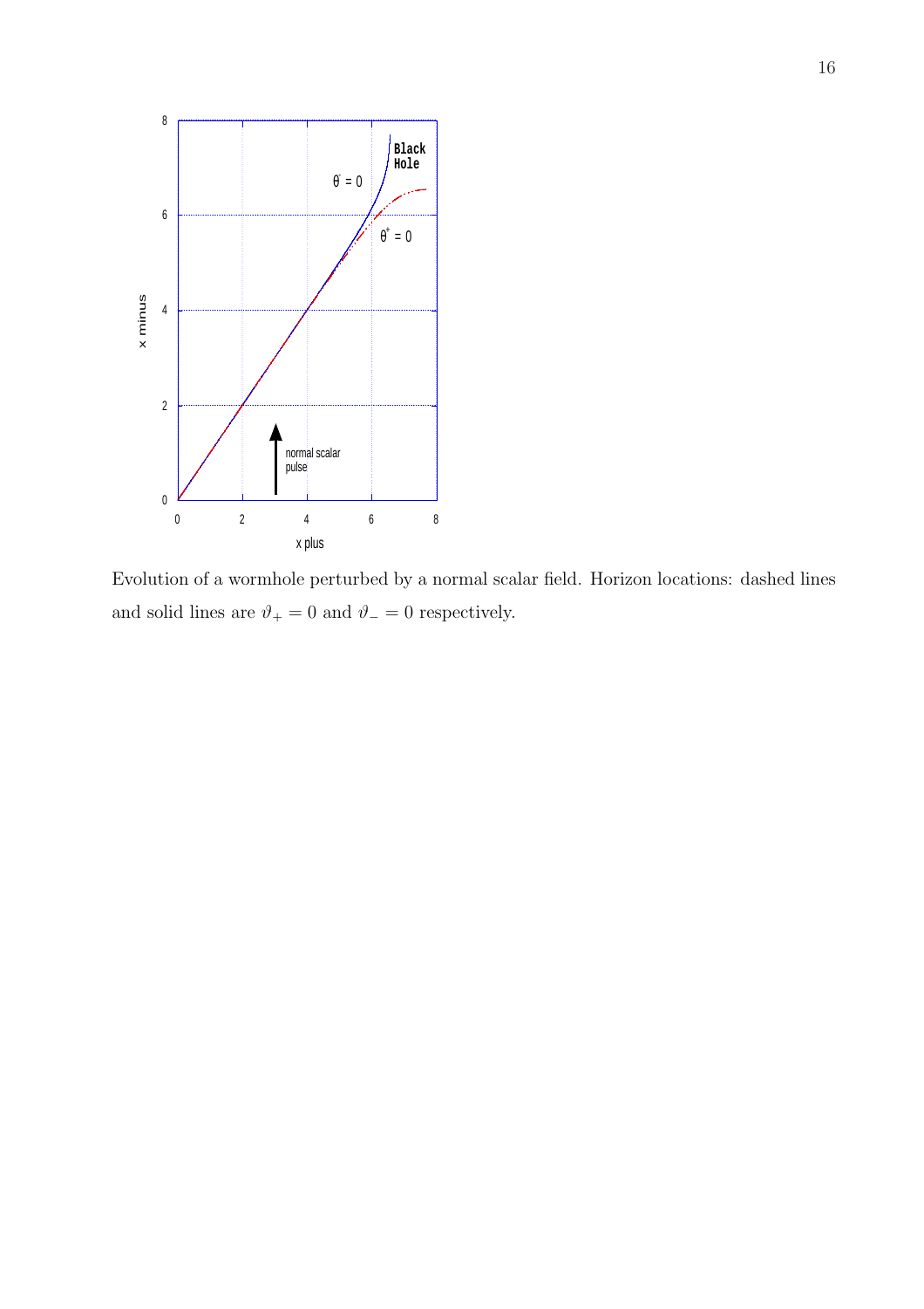Evolution of a wormhole perturbed by a normal scalar field. Horizon locations: dashed lines and solid lines are $\vartheta_+ = 0$ and $\vartheta_- = 0$ respectively.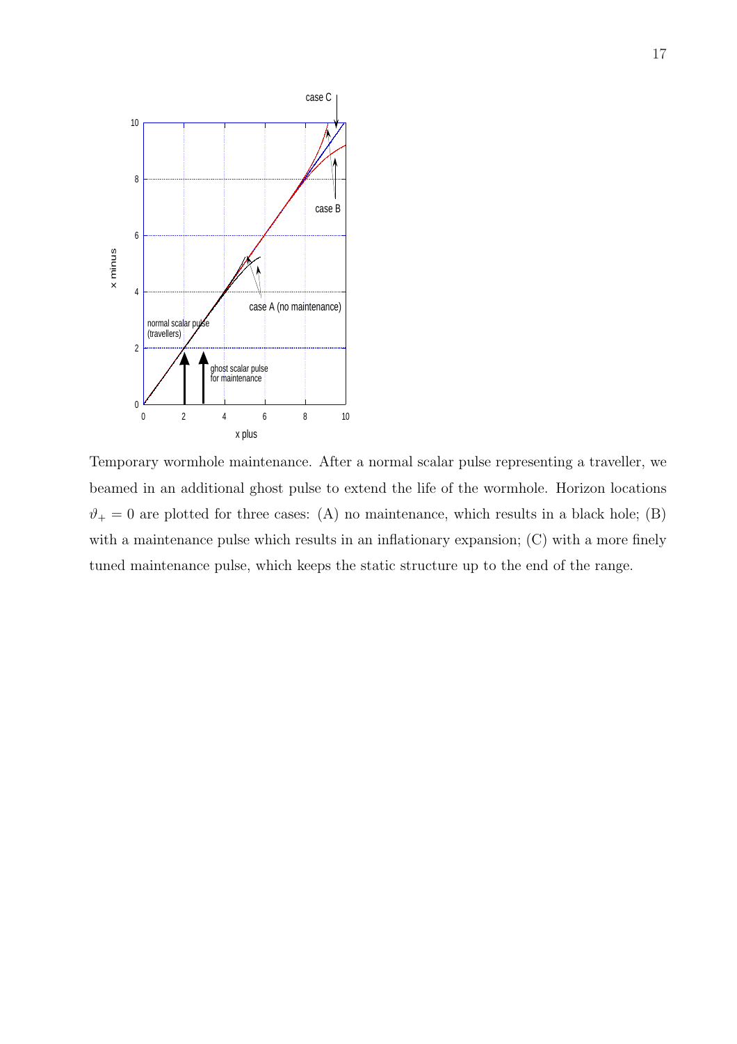Temporary wormhole maintenance. After a normal scalar pulse representing a traveller, we beamed in an additional ghost pulse to extend the life of the wormhole. Horizon locations $\vartheta_+ = 0$ are plotted for three cases: (A) no maintenance, which results in a black hole; (B) with a maintenance pulse which results in an inflationary expansion; (C) with a more finely tuned maintenance pulse, which keeps the static structure up to the end of the range.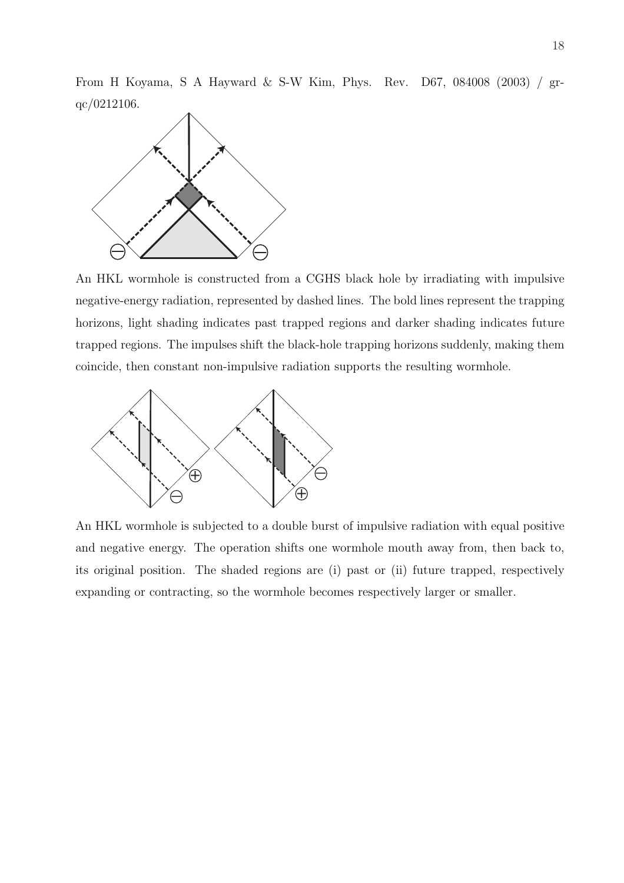From H Koyama, S A Hayward & S-W Kim, Phys. Rev. D67, 084008 (2003) / gr-qc/0212106.

An HKL wormhole is constructed from a CGHS black hole by irradiating with impulsive negative-energy radiation, represented by dashed lines. The bold lines represent the trapping horizons, light shading indicates past trapped regions and darker shading indicates future trapped regions. The impulses shift the black-hole trapping horizons suddenly, making them coincide, then constant non-impulsive radiation supports the resulting wormhole.

An HKL wormhole is subjected to a double burst of impulsive radiation with equal positive and negative energy. The operation shifts one wormhole mouth away from, then back to, its original position. The shaded regions are (i) past or (ii) future trapped, respectively expanding or contracting, so the wormhole becomes respectively larger or smaller.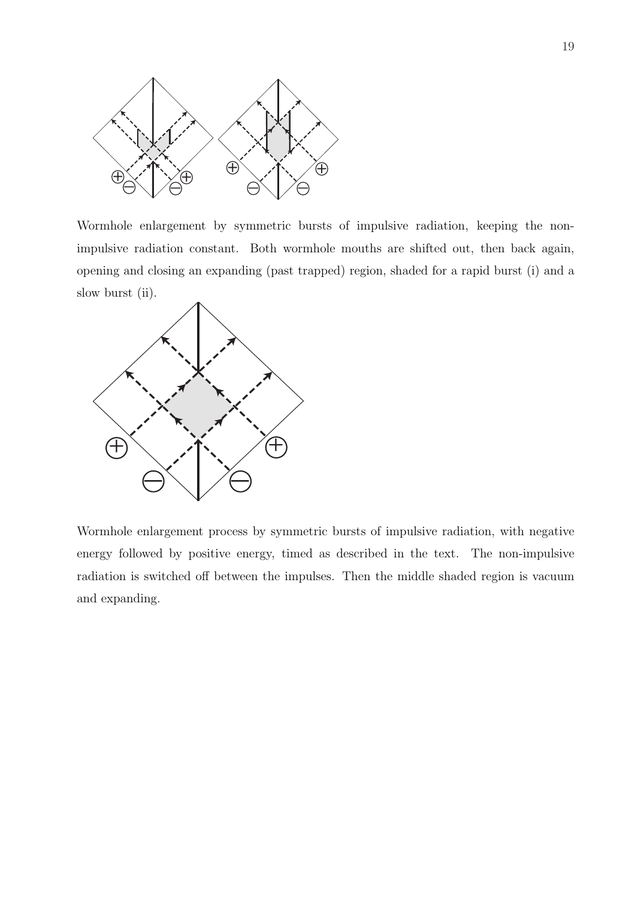Wormhole enlargement by symmetric bursts of impulsive radiation, keeping the non-impulsive radiation constant. Both wormhole mouths are shifted out, then back again, opening and closing an expanding (past trapped) region, shaded for a rapid burst (i) and a slow burst (ii).

Wormhole enlargement process by symmetric bursts of impulsive radiation, with negative energy followed by positive energy, timed as described in the text. The non-impulsive radiation is switched off between the impulses. Then the middle shaded region is vacuum and expanding.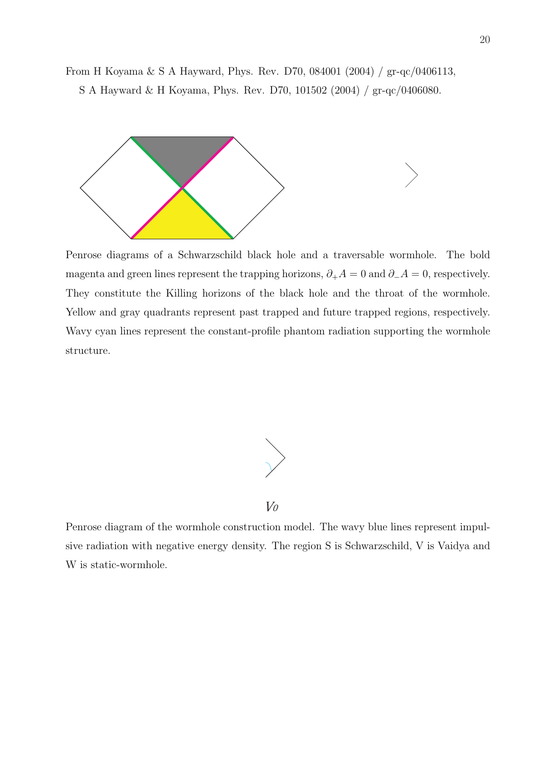From H Koyama & S A Hayward, Phys. Rev. D70, 084001 (2004) / gr-qc/0406113,

S A Hayward & H Koyama, Phys. Rev. D70, 101502 (2004) / gr-qc/0406080.

Penrose diagrams of a Schwarzschild black hole and a traversable wormhole. The bold magenta and green lines represent the trapping horizons, $\partial_+ A = 0$ and $\partial_- A = 0$, respectively. They constitute the Killing horizons of the black hole and the throat of the wormhole. Yellow and gray quadrants represent past trapped and future trapped regions, respectively. Wavy cyan lines represent the constant-profile phantom radiation supporting the wormhole structure.

*V0*

Penrose diagram of the wormhole construction model. The wavy blue lines represent impulsive radiation with negative energy density. The region S is Schwarzschild, V is Vaidya and W is static-wormhole.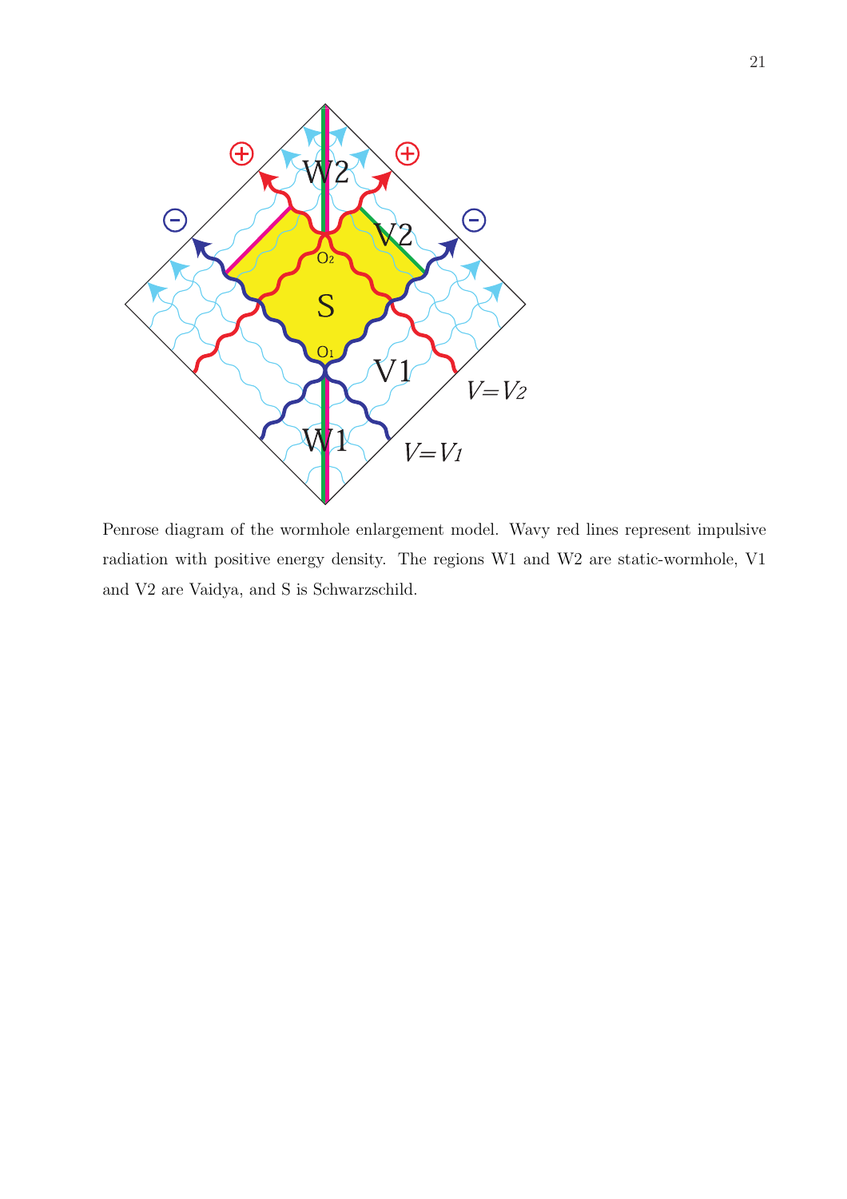W2

V2

S

V1

W1

$O_2$

$O_1$

$V{=}V_2$

$V{=}V_1$

Penrose diagram of the wormhole enlargement model. Wavy red lines represent impulsive radiation with positive energy density. The regions W1 and W2 are static-wormhole, V1 and V2 are Vaidya, and S is Schwarzschild.